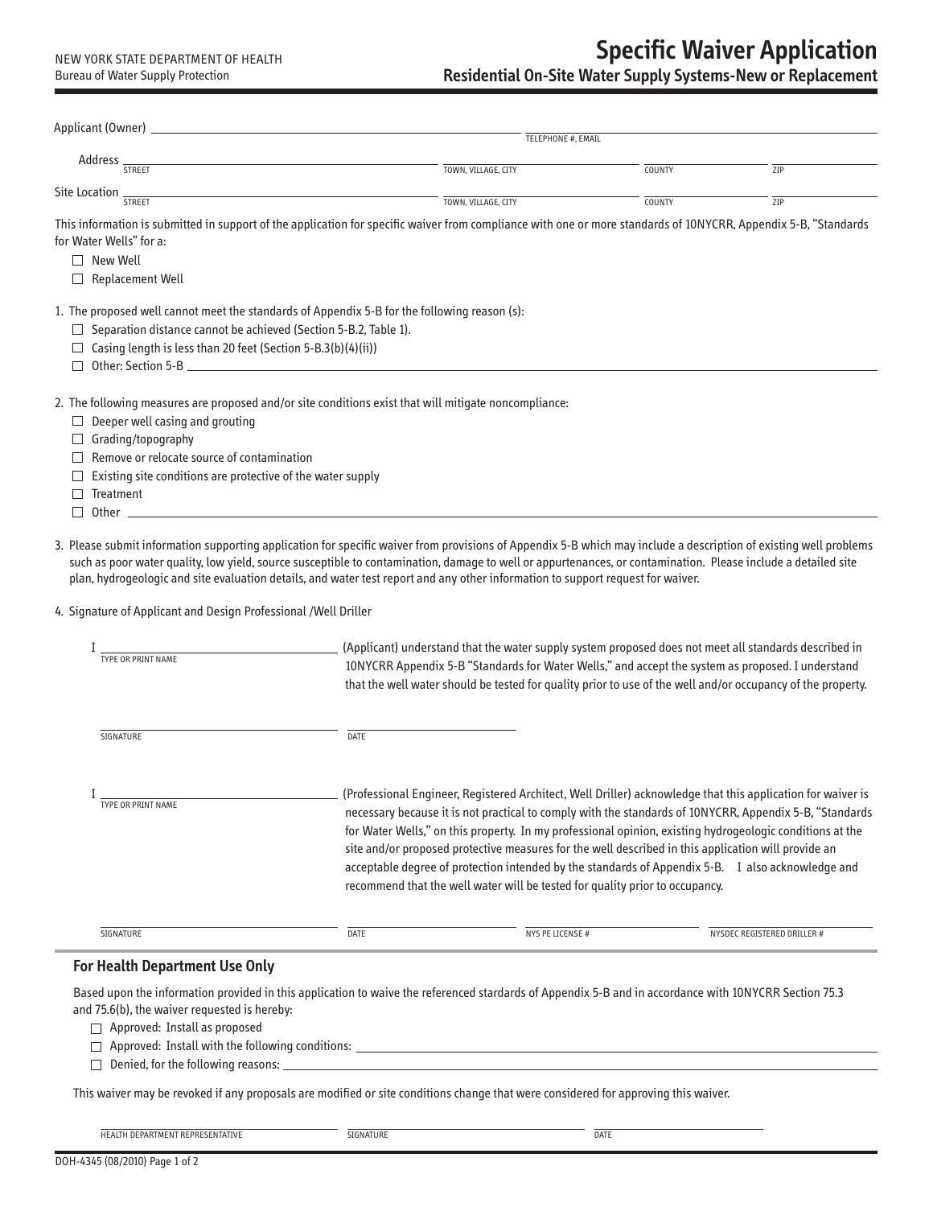NEW YORK STATE DEPARTMENT OF HEALTH
Bureau of Water Supply Protection

# Specific Waiver Application

## Residential On-Site Water Supply Systems-New or Replacement

Applicant (Owner) ______________________________ TELEPHONE #, EMAIL ______________________________

Address ______________________________ STREET ______________ TOWN, VILLAGE, CITY ______________ COUNTY ______________ ZIP

Site Location ______________________________ STREET ______________ TOWN, VILLAGE, CITY ______________ COUNTY ______________ ZIP

This information is submitted in support of the application for specific waiver from compliance with one or more standards of 10NYCRR, Appendix 5-B, "Standards for Water Wells" for a:

- ☐ New Well
- ☐ Replacement Well

1. The proposed well cannot meet the standards of Appendix 5-B for the following reason (s):
   - ☐ Separation distance cannot be achieved (Section 5-B.2, Table 1).
   - ☐ Casing length is less than 20 feet (Section 5-B.3(b)(4)(ii))
   - ☐ Other: Section 5-B ______________________________

2. The following measures are proposed and/or site conditions exist that will mitigate noncompliance:
   - ☐ Deeper well casing and grouting
   - ☐ Grading/topography
   - ☐ Remove or relocate source of contamination
   - ☐ Existing site conditions are protective of the water supply
   - ☐ Treatment
   - ☐ Other ______________________________

3. Please submit information supporting application for specific waiver from provisions of Appendix 5-B which may include a description of existing well problems such as poor water quality, low yield, source susceptible to contamination, damage to well or appurtenances, or contamination. Please include a detailed site plan, hydrogeologic and site evaluation details, and water test report and any other information to support request for waiver.

4. Signature of Applicant and Design Professional /Well Driller

I ______________________________ TYPE OR PRINT NAME (Applicant) understand that the water supply system proposed does not meet all standards described in 10NYCRR Appendix 5-B "Standards for Water Wells," and accept the system as proposed. I understand that the well water should be tested for quality prior to use of the well and/or occupancy of the property.

______________________________ SIGNATURE ______________ DATE

I ______________________________ TYPE OR PRINT NAME (Professional Engineer, Registered Architect, Well Driller) acknowledge that this application for waiver is necessary because it is not practical to comply with the standards of 10NYCRR, Appendix 5-B, "Standards for Water Wells," on this property. In my professional opinion, existing hydrogeologic conditions at the site and/or proposed protective measures for the well described in this application will provide an acceptable degree of protection intended by the standards of Appendix 5-B. I also acknowledge and recommend that the well water will be tested for quality prior to occupancy.

______________________________ SIGNATURE ______________ DATE ______________ NYS PE LICENSE # ______________ NYSDEC REGISTERED DRILLER #

### For Health Department Use Only

Based upon the information provided in this application to waive the referenced standards of Appendix 5-B and in accordance with 10NYCRR Section 75.3 and 75.6(b), the waiver requested is hereby:

- ☐ Approved: Install as proposed
- ☐ Approved: Install with the following conditions: ______________________________
- ☐ Denied, for the following reasons: ______________________________

This waiver may be revoked if any proposals are modified or site conditions change that were considered for approving this waiver.

______________________________ HEALTH DEPARTMENT REPRESENTATIVE ______________ SIGNATURE ______________ DATE

DOH-4345 (08/2010)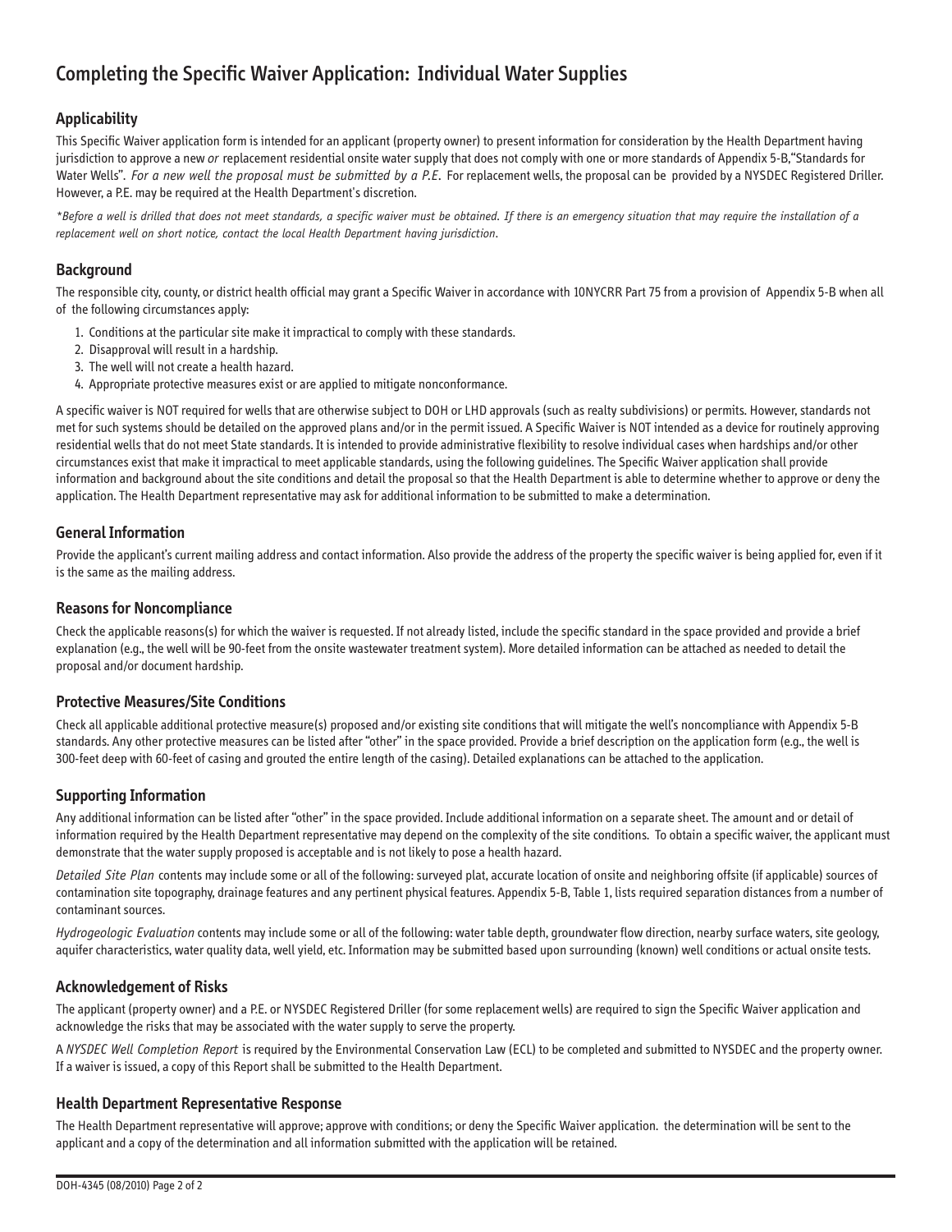# Completing the Specific Waiver Application: Individual Water Supplies

## Applicability

This Specific Waiver application form is intended for an applicant (property owner) to present information for consideration by the Health Department having jurisdiction to approve a new *or* replacement residential onsite water supply that does not comply with one or more standards of Appendix 5-B,"Standards for Water Wells". *For a new well the proposal must be submitted by a P.E.* For replacement wells, the proposal can be provided by a NYSDEC Registered Driller. However, a P.E. may be required at the Health Department's discretion.

**Before a well is drilled that does not meet standards, a specific waiver must be obtained. If there is an emergency situation that may require the installation of a replacement well on short notice, contact the local Health Department having jurisdiction.*

## Background

The responsible city, county, or district health official may grant a Specific Waiver in accordance with 10NYCRR Part 75 from a provision of Appendix 5-B when all of the following circumstances apply:

1. Conditions at the particular site make it impractical to comply with these standards.
2. Disapproval will result in a hardship.
3. The well will not create a health hazard.
4. Appropriate protective measures exist or are applied to mitigate nonconformance.

A specific waiver is NOT required for wells that are otherwise subject to DOH or LHD approvals (such as realty subdivisions) or permits. However, standards not met for such systems should be detailed on the approved plans and/or in the permit issued. A Specific Waiver is NOT intended as a device for routinely approving residential wells that do not meet State standards. It is intended to provide administrative flexibility to resolve individual cases when hardships and/or other circumstances exist that make it impractical to meet applicable standards, using the following guidelines. The Specific Waiver application shall provide information and background about the site conditions and detail the proposal so that the Health Department is able to determine whether to approve or deny the application. The Health Department representative may ask for additional information to be submitted to make a determination.

## General Information

Provide the applicant's current mailing address and contact information. Also provide the address of the property the specific waiver is being applied for, even if it is the same as the mailing address.

## Reasons for Noncompliance

Check the applicable reasons(s) for which the waiver is requested. If not already listed, include the specific standard in the space provided and provide a brief explanation (e.g., the well will be 90-feet from the onsite wastewater treatment system). More detailed information can be attached as needed to detail the proposal and/or document hardship.

## Protective Measures/Site Conditions

Check all applicable additional protective measure(s) proposed and/or existing site conditions that will mitigate the well's noncompliance with Appendix 5-B standards. Any other protective measures can be listed after "other" in the space provided. Provide a brief description on the application form (e.g., the well is 300-feet deep with 60-feet of casing and grouted the entire length of the casing). Detailed explanations can be attached to the application.

## Supporting Information

Any additional information can be listed after "other" in the space provided. Include additional information on a separate sheet. The amount and or detail of information required by the Health Department representative may depend on the complexity of the site conditions. To obtain a specific waiver, the applicant must demonstrate that the water supply proposed is acceptable and is not likely to pose a health hazard.

*Detailed Site Plan* contents may include some or all of the following: surveyed plat, accurate location of onsite and neighboring offsite (if applicable) sources of contamination site topography, drainage features and any pertinent physical features. Appendix 5-B, Table 1, lists required separation distances from a number of contaminant sources.

*Hydrogeologic Evaluation* contents may include some or all of the following: water table depth, groundwater flow direction, nearby surface waters, site geology, aquifer characteristics, water quality data, well yield, etc. Information may be submitted based upon surrounding (known) well conditions or actual onsite tests.

## Acknowledgement of Risks

The applicant (property owner) and a P.E. or NYSDEC Registered Driller (for some replacement wells) are required to sign the Specific Waiver application and acknowledge the risks that may be associated with the water supply to serve the property.

A *NYSDEC Well Completion Report* is required by the Environmental Conservation Law (ECL) to be completed and submitted to NYSDEC and the property owner. If a waiver is issued, a copy of this Report shall be submitted to the Health Department.

## Health Department Representative Response

The Health Department representative will approve; approve with conditions; or deny the Specific Waiver application. the determination will be sent to the applicant and a copy of the determination and all information submitted with the application will be retained.

DOH-4345 (08/2010)